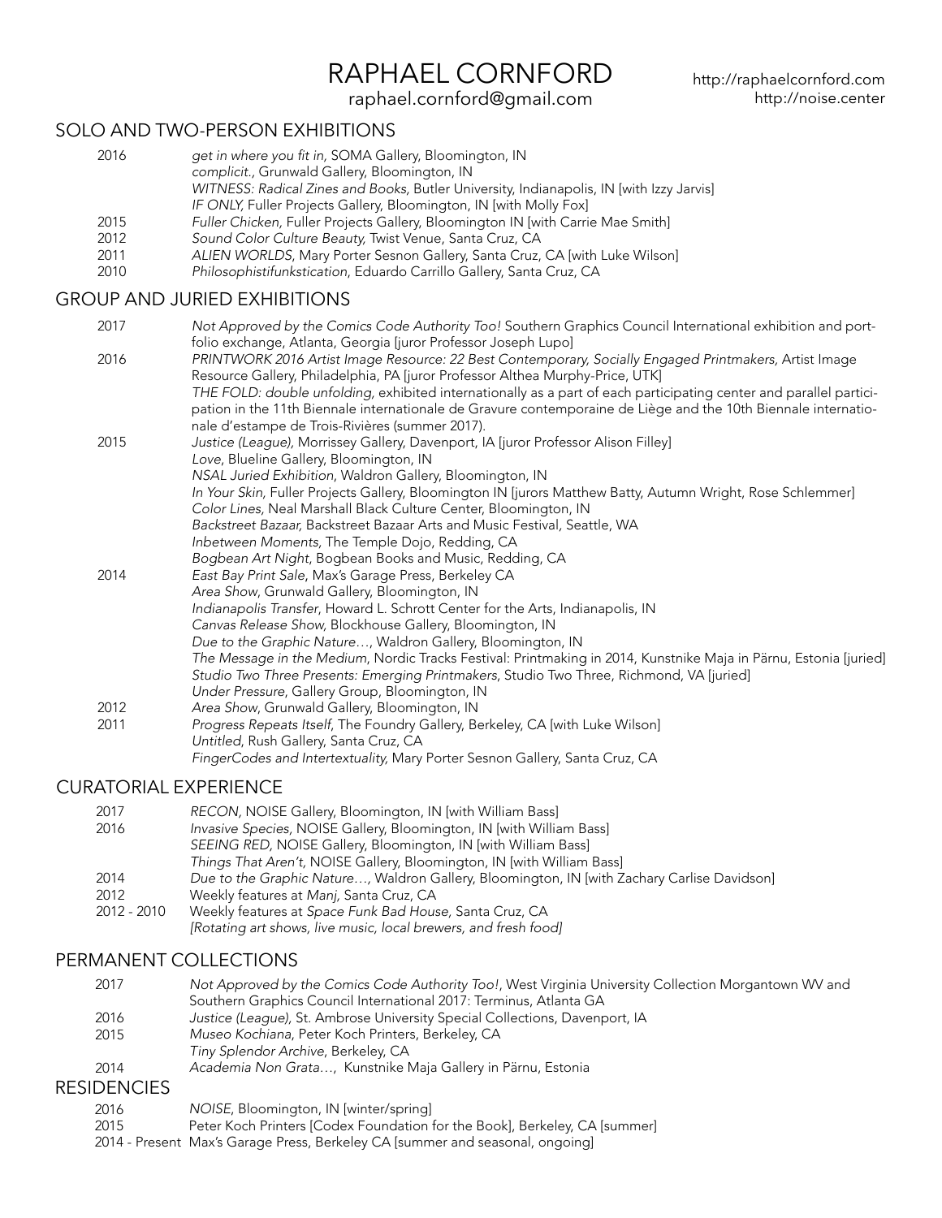// CV page 1

# RAPHAEL CORNFORD

raphael.cornford@gmail.com

http://raphaelcornford.com
http://noise.center

## SOLO AND TWO-PERSON EXHIBITIONS

2016
- *get in where you fit in,* SOMA Gallery, Bloomington, IN
- *complicit.,* Grunwald Gallery, Bloomington, IN
- *WITNESS: Radical Zines and Books,* Butler University, Indianapolis, IN [with Izzy Jarvis]
- *IF ONLY,* Fuller Projects Gallery, Bloomington, IN [with Molly Fox]

2015
- *Fuller Chicken,* Fuller Projects Gallery, Bloomington IN [with Carrie Mae Smith]

2012
- *Sound Color Culture Beauty,* Twist Venue, Santa Cruz, CA

2011
- *ALIEN WORLDS,* Mary Porter Sesnon Gallery, Santa Cruz, CA [with Luke Wilson]

2010
- *Philosophistifunkstication,* Eduardo Carrillo Gallery, Santa Cruz, CA

## GROUP AND JURIED EXHIBITIONS

2017
- *Not Approved by the Comics Code Authority Too!* Southern Graphics Council International exhibition and portfolio exchange, Atlanta, Georgia [juror Professor Joseph Lupo]

2016
- *PRINTWORK 2016 Artist Image Resource: 22 Best Contemporary, Socially Engaged Printmakers,* Artist Image Resource Gallery, Philadelphia, PA [juror Professor Althea Murphy-Price, UTK]
- *THE FOLD: double unfolding,* exhibited internationally as a part of each participating center and parallel participation in the 11th Biennale internationale de Gravure contemporaine de Liège and the 10th Biennale internationale d'estampe de Trois-Rivières (summer 2017).

2015
- *Justice (League),* Morrissey Gallery, Davenport, IA [juror Professor Alison Filley]
- *Love,* Blueline Gallery, Bloomington, IN
- *NSAL Juried Exhibition,* Waldron Gallery, Bloomington, IN
- *In Your Skin,* Fuller Projects Gallery, Bloomington IN [jurors Matthew Batty, Autumn Wright, Rose Schlemmer]
- *Color Lines,* Neal Marshall Black Culture Center, Bloomington, IN
- *Backstreet Bazaar,* Backstreet Bazaar Arts and Music Festival, Seattle, WA
- *Inbetween Moments,* The Temple Dojo, Redding, CA
- *Bogbean Art Night,* Bogbean Books and Music, Redding, CA

2014
- *East Bay Print Sale,* Max's Garage Press, Berkeley CA
- *Area Show,* Grunwald Gallery, Bloomington, IN
- *Indianapolis Transfer,* Howard L. Schrott Center for the Arts, Indianapolis, IN
- *Canvas Release Show,* Blockhouse Gallery, Bloomington, IN
- *Due to the Graphic Nature…,* Waldron Gallery, Bloomington, IN
- *The Message in the Medium,* Nordic Tracks Festival: Printmaking in 2014, Kunstnike Maja in Pärnu, Estonia [juried]
- *Studio Two Three Presents: Emerging Printmakers,* Studio Two Three, Richmond, VA [juried]
- *Under Pressure,* Gallery Group, Bloomington, IN

2012
- *Area Show,* Grunwald Gallery, Bloomington, IN

2011
- *Progress Repeats Itself,* The Foundry Gallery, Berkeley, CA [with Luke Wilson]
- *Untitled,* Rush Gallery, Santa Cruz, CA
- *FingerCodes and Intertextuality,* Mary Porter Sesnon Gallery, Santa Cruz, CA

## CURATORIAL EXPERIENCE

2017
- *RECON,* NOISE Gallery, Bloomington, IN [with William Bass]

2016
- *Invasive Species,* NOISE Gallery, Bloomington, IN [with William Bass]
- *SEEING RED,* NOISE Gallery, Bloomington, IN [with William Bass]
- *Things That Aren't,* NOISE Gallery, Bloomington, IN [with William Bass]

2014
- *Due to the Graphic Nature…,* Waldron Gallery, Bloomington, IN [with Zachary Carlise Davidson]

2012
- Weekly features at *Manj,* Santa Cruz, CA

2012 - 2010
- Weekly features at *Space Funk Bad House,* Santa Cruz, CA
  *[Rotating art shows, live music, local brewers, and fresh food]*

## PERMANENT COLLECTIONS

2017
- *Not Approved by the Comics Code Authority Too!,* West Virginia University Collection Morgantown WV and Southern Graphics Council International 2017: Terminus, Atlanta GA

2016
- *Justice (League),* St. Ambrose University Special Collections, Davenport, IA

2015
- *Museo Kochiana,* Peter Koch Printers, Berkeley, CA
- *Tiny Splendor Archive,* Berkeley, CA

2014
- *Academia Non Grata…,* Kunstnike Maja Gallery in Pärnu, Estonia

## RESIDENCIES

2016
- *NOISE,* Bloomington, IN [winter/spring]

2015
- Peter Koch Printers [Codex Foundation for the Book], Berkeley, CA [summer]

2014 - Present
- Max's Garage Press, Berkeley CA [summer and seasonal, ongoing]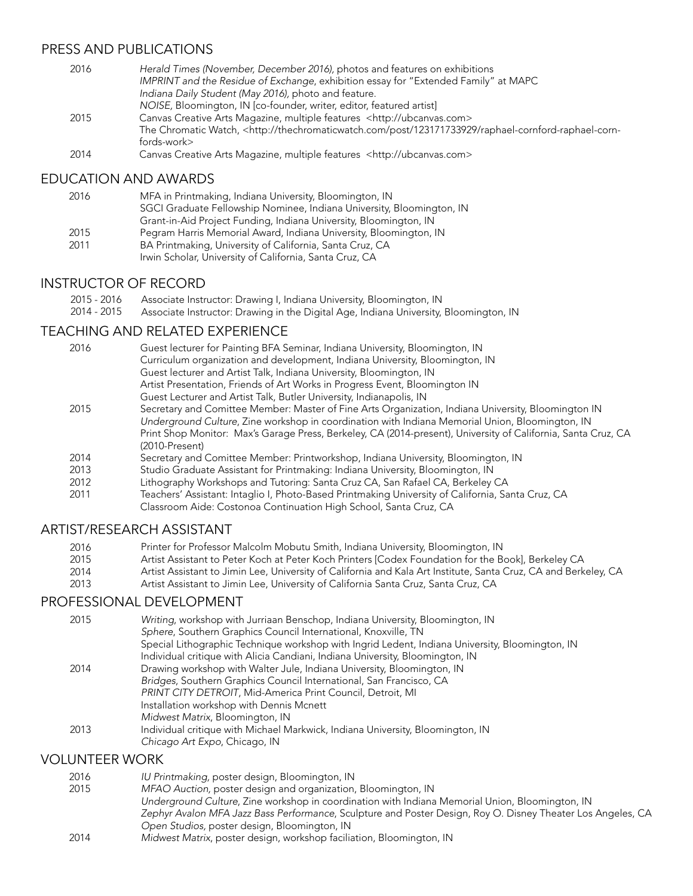## PRESS AND PUBLICATIONS

2016 *Herald Times (November, December 2016)*, photos and features on exhibitions
*IMPRINT and the Residue of Exchange*, exhibition essay for "Extended Family" at MAPC
*Indiana Daily Student (May 2016)*, photo and feature.
*NOISE*, Bloomington, IN [co-founder, writer, editor, featured artist]

2015 Canvas Creative Arts Magazine, multiple features <http://ubcanvas.com>
The Chromatic Watch, <http://thechromaticwatch.com/post/123171733929/raphael-cornford-raphael-cornfords-work>

2014 Canvas Creative Arts Magazine, multiple features <http://ubcanvas.com>

## EDUCATION AND AWARDS

2016 MFA in Printmaking, Indiana University, Bloomington, IN
SGCI Graduate Fellowship Nominee, Indiana University, Bloomington, IN
Grant-in-Aid Project Funding, Indiana University, Bloomington, IN

2015 Pegram Harris Memorial Award, Indiana University, Bloomington, IN

2011 BA Printmaking, University of California, Santa Cruz, CA
Irwin Scholar, University of California, Santa Cruz, CA

## INSTRUCTOR OF RECORD

2015 - 2016 Associate Instructor: Drawing I, Indiana University, Bloomington, IN

2014 - 2015 Associate Instructor: Drawing in the Digital Age, Indiana University, Bloomington, IN

## TEACHING AND RELATED EXPERIENCE

2016 Guest lecturer for Painting BFA Seminar, Indiana University, Bloomington, IN
Curriculum organization and development, Indiana University, Bloomington, IN
Guest lecturer and Artist Talk, Indiana University, Bloomington, IN
Artist Presentation, Friends of Art Works in Progress Event, Bloomington IN
Guest Lecturer and Artist Talk, Butler University, Indianapolis, IN

2015 Secretary and Comittee Member: Master of Fine Arts Organization, Indiana University, Bloomington IN
*Underground Culture*, Zine workshop in coordination with Indiana Memorial Union, Bloomington, IN
Print Shop Monitor: Max's Garage Press, Berkeley, CA (2014-present), University of California, Santa Cruz, CA (2010-Present)

2014 Secretary and Comittee Member: Printworkshop, Indiana University, Bloomington, IN

2013 Studio Graduate Assistant for Printmaking: Indiana University, Bloomington, IN

2012 Lithography Workshops and Tutoring: Santa Cruz CA, San Rafael CA, Berkeley CA

2011 Teachers' Assistant: Intaglio I, Photo-Based Printmaking University of California, Santa Cruz, CA
Classroom Aide: Costonoa Continuation High School, Santa Cruz, CA

## ARTIST/RESEARCH ASSISTANT

2016 Printer for Professor Malcolm Mobutu Smith, Indiana University, Bloomington, IN

2015 Artist Assistant to Peter Koch at Peter Koch Printers [Codex Foundation for the Book], Berkeley CA

2014 Artist Assistant to Jimin Lee, University of California and Kala Art Institute, Santa Cruz, CA and Berkeley, CA

2013 Artist Assistant to Jimin Lee, University of California Santa Cruz, Santa Cruz, CA

## PROFESSIONAL DEVELOPMENT

2015 *Writing*, workshop with Jurriaan Benschop, Indiana University, Bloomington, IN
*Sphere*, Southern Graphics Council International, Knoxville, TN
Special Lithographic Technique workshop with Ingrid Ledent, Indiana University, Bloomington, IN
Individual critique with Alicia Candiani, Indiana University, Bloomington, IN

2014 Drawing workshop with Walter Jule, Indiana University, Bloomington, IN
*Bridges*, Southern Graphics Council International, San Francisco, CA
*PRINT CITY DETROIT*, Mid-America Print Council, Detroit, MI
Installation workshop with Dennis Mcnett
*Midwest Matrix*, Bloomington, IN

2013 Individual critique with Michael Markwick, Indiana University, Bloomington, IN
*Chicago Art Expo*, Chicago, IN

## VOLUNTEER WORK

2016 *IU Printmaking*, poster design, Bloomington, IN

2015 *MFAO Auction*, poster design and organization, Bloomington, IN
*Underground Culture*, Zine workshop in coordination with Indiana Memorial Union, Bloomington, IN
*Zephyr Avalon MFA Jazz Bass Performance*, Sculpture and Poster Design, Roy O. Disney Theater Los Angeles, CA
*Open Studios*, poster design, Bloomington, IN

2014 *Midwest Matrix*, poster design, workshop faciliation, Bloomington, IN